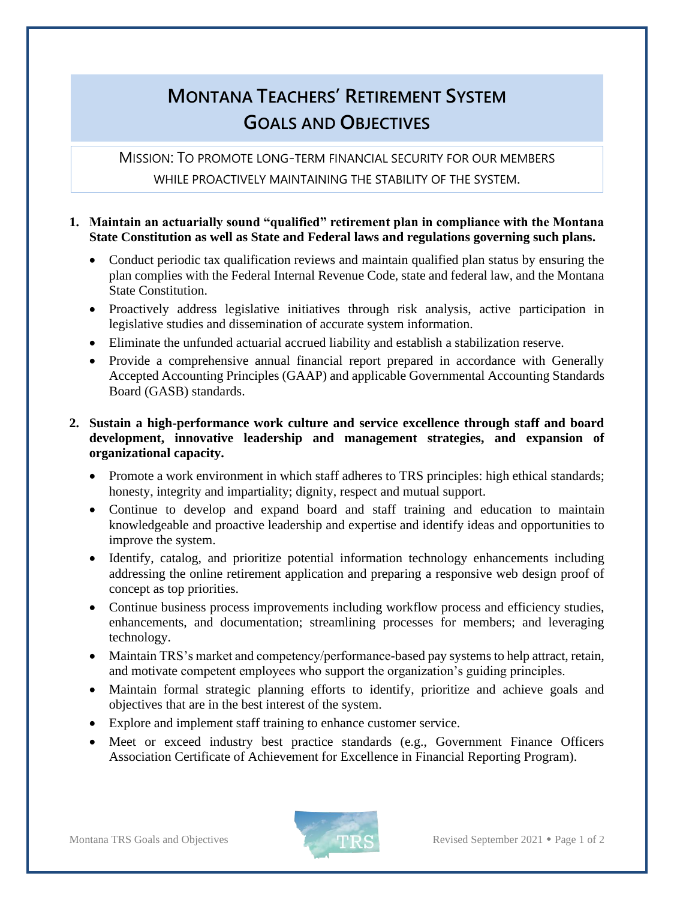# Montana Teachers' Retirement System Goals and Objectives

Mission: To promote long-term financial security for our members while proactively maintaining the stability of the system.

1. **Maintain an actuarially sound "qualified" retirement plan in compliance with the Montana State Constitution as well as State and Federal laws and regulations governing such plans.**
   - Conduct periodic tax qualification reviews and maintain qualified plan status by ensuring the plan complies with the Federal Internal Revenue Code, state and federal law, and the Montana State Constitution.
   - Proactively address legislative initiatives through risk analysis, active participation in legislative studies and dissemination of accurate system information.
   - Eliminate the unfunded actuarial accrued liability and establish a stabilization reserve.
   - Provide a comprehensive annual financial report prepared in accordance with Generally Accepted Accounting Principles (GAAP) and applicable Governmental Accounting Standards Board (GASB) standards.

2. **Sustain a high-performance work culture and service excellence through staff and board development, innovative leadership and management strategies, and expansion of organizational capacity.**
   - Promote a work environment in which staff adheres to TRS principles: high ethical standards; honesty, integrity and impartiality; dignity, respect and mutual support.
   - Continue to develop and expand board and staff training and education to maintain knowledgeable and proactive leadership and expertise and identify ideas and opportunities to improve the system.
   - Identify, catalog, and prioritize potential information technology enhancements including addressing the online retirement application and preparing a responsive web design proof of concept as top priorities.
   - Continue business process improvements including workflow process and efficiency studies, enhancements, and documentation; streamlining processes for members; and leveraging technology.
   - Maintain TRS's market and competency/performance-based pay systems to help attract, retain, and motivate competent employees who support the organization's guiding principles.
   - Maintain formal strategic planning efforts to identify, prioritize and achieve goals and objectives that are in the best interest of the system.
   - Explore and implement staff training to enhance customer service.
   - Meet or exceed industry best practice standards (e.g., Government Finance Officers Association Certificate of Achievement for Excellence in Financial Reporting Program).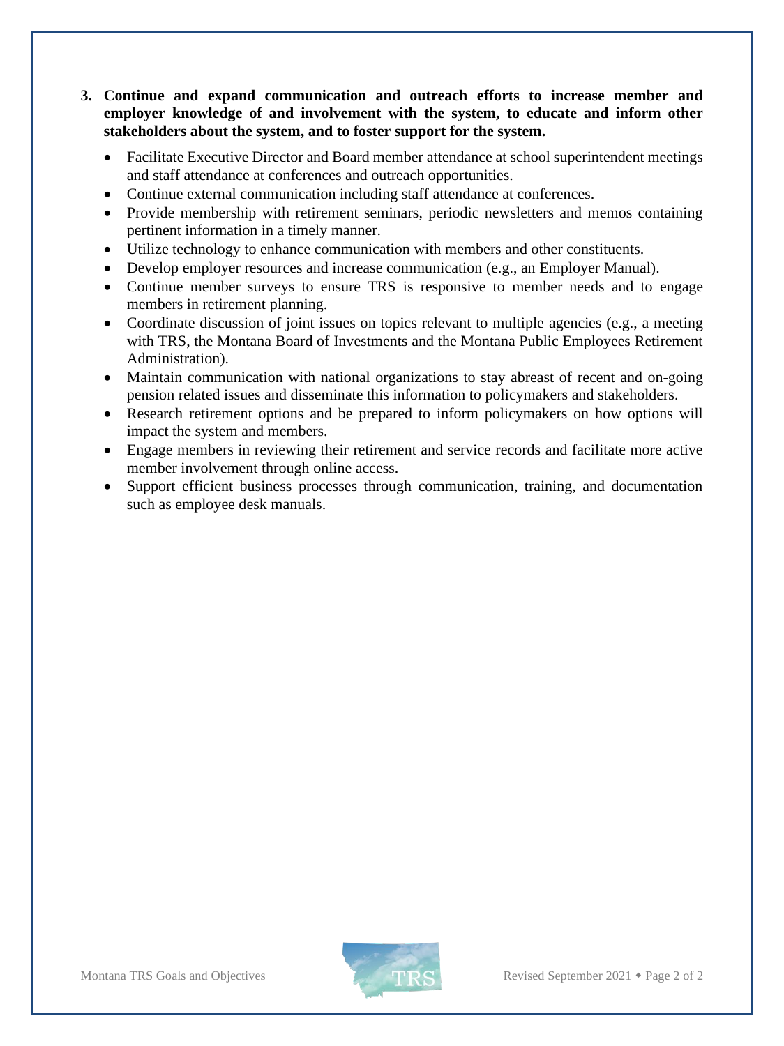3. **Continue and expand communication and outreach efforts to increase member and employer knowledge of and involvement with the system, to educate and inform other stakeholders about the system, and to foster support for the system.**

   - Facilitate Executive Director and Board member attendance at school superintendent meetings and staff attendance at conferences and outreach opportunities.
   - Continue external communication including staff attendance at conferences.
   - Provide membership with retirement seminars, periodic newsletters and memos containing pertinent information in a timely manner.
   - Utilize technology to enhance communication with members and other constituents.
   - Develop employer resources and increase communication (e.g., an Employer Manual).
   - Continue member surveys to ensure TRS is responsive to member needs and to engage members in retirement planning.
   - Coordinate discussion of joint issues on topics relevant to multiple agencies (e.g., a meeting with TRS, the Montana Board of Investments and the Montana Public Employees Retirement Administration).
   - Maintain communication with national organizations to stay abreast of recent and on-going pension related issues and disseminate this information to policymakers and stakeholders.
   - Research retirement options and be prepared to inform policymakers on how options will impact the system and members.
   - Engage members in reviewing their retirement and service records and facilitate more active member involvement through online access.
   - Support efficient business processes through communication, training, and documentation such as employee desk manuals.